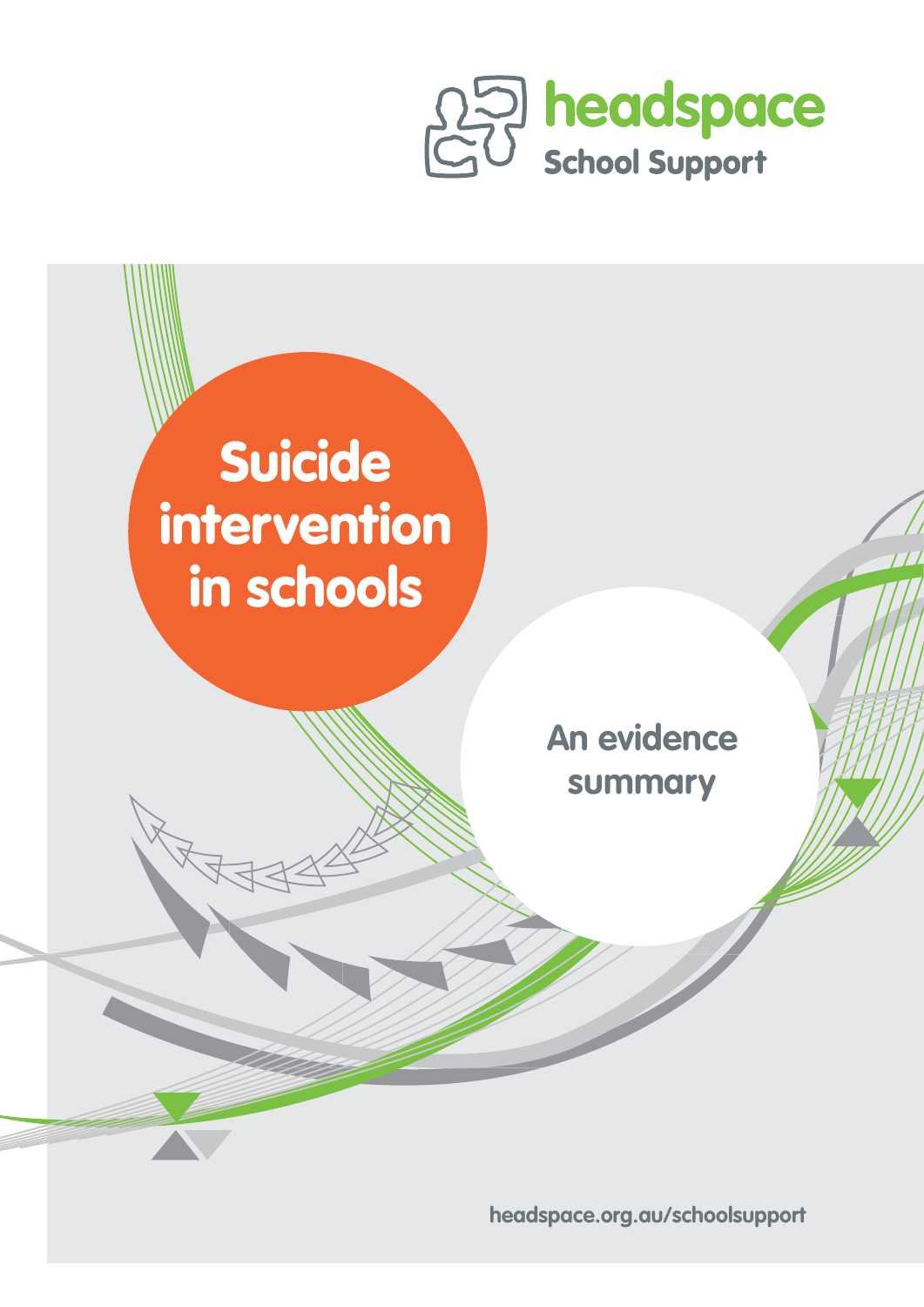headspace

School Support

# Suicide intervention in schools

## An evidence summary

headspace.org.au/schoolsupport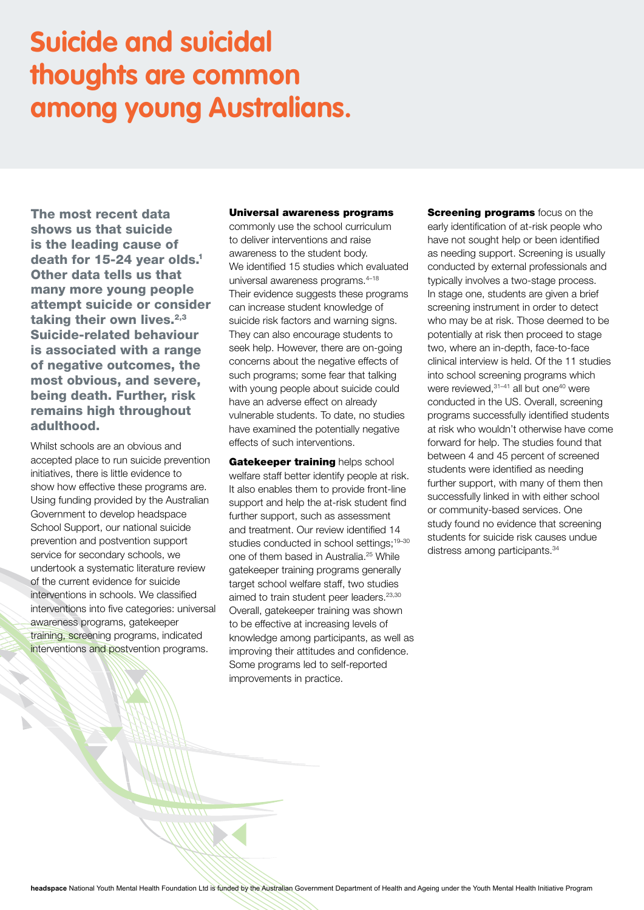# Suicide and suicidal thoughts are common among young Australians.

**The most recent data shows us that suicide is the leading cause of death for 15-24 year olds.[1] Other data tells us that many more young people attempt suicide or consider taking their own lives.[2,3] Suicide-related behaviour is associated with a range of negative outcomes, the most obvious, and severe, being death. Further, risk remains high throughout adulthood.**

Whilst schools are an obvious and accepted place to run suicide prevention initiatives, there is little evidence to show how effective these programs are. Using funding provided by the Australian Government to develop headspace School Support, our national suicide prevention and postvention support service for secondary schools, we undertook a systematic literature review of the current evidence for suicide interventions in schools. We classified interventions into five categories: universal awareness programs, gatekeeper training, screening programs, indicated interventions and postvention programs.

**Universal awareness programs** commonly use the school curriculum to deliver interventions and raise awareness to the student body. We identified 15 studies which evaluated universal awareness programs.[4–18] Their evidence suggests these programs can increase student knowledge of suicide risk factors and warning signs. They can also encourage students to seek help. However, there are on-going concerns about the negative effects of such programs; some fear that talking with young people about suicide could have an adverse effect on already vulnerable students. To date, no studies have examined the potentially negative effects of such interventions.

**Gatekeeper training** helps school welfare staff better identify people at risk. It also enables them to provide front-line support and help the at-risk student find further support, such as assessment and treatment. Our review identified 14 studies conducted in school settings;[19–30] one of them based in Australia.[25] While gatekeeper training programs generally target school welfare staff, two studies aimed to train student peer leaders.[23,30] Overall, gatekeeper training was shown to be effective at increasing levels of knowledge among participants, as well as improving their attitudes and confidence. Some programs led to self-reported improvements in practice.

**Screening programs** focus on the early identification of at-risk people who have not sought help or been identified as needing support. Screening is usually conducted by external professionals and typically involves a two-stage process. In stage one, students are given a brief screening instrument in order to detect who may be at risk. Those deemed to be potentially at risk then proceed to stage two, where an in-depth, face-to-face clinical interview is held. Of the 11 studies into school screening programs which were reviewed,[31–41] all but one[40] were conducted in the US. Overall, screening programs successfully identified students at risk who wouldn't otherwise have come forward for help. The studies found that between 4 and 45 percent of screened students were identified as needing further support, with many of them then successfully linked in with either school or community-based services. One study found no evidence that screening students for suicide risk causes undue distress among participants.[34]

**headspace** National Youth Mental Health Foundation Ltd is funded by the Australian Government Department of Health and Ageing under the Youth Mental Health Initiative Program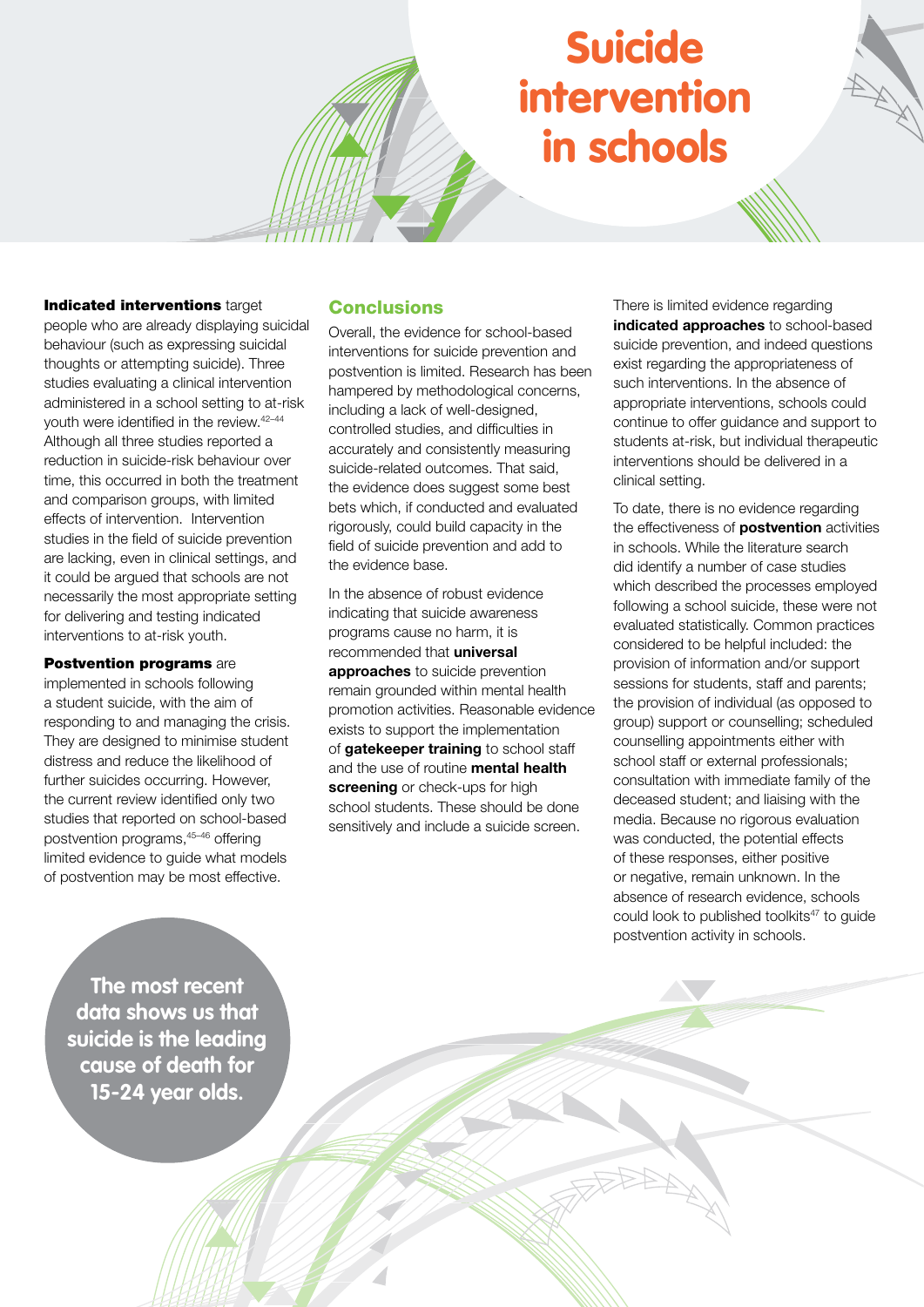# Suicide intervention in schools

**Indicated interventions** target people who are already displaying suicidal behaviour (such as expressing suicidal thoughts or attempting suicide). Three studies evaluating a clinical intervention administered in a school setting to at-risk youth were identified in the review.[42–44] Although all three studies reported a reduction in suicide-risk behaviour over time, this occurred in both the treatment and comparison groups, with limited effects of intervention. Intervention studies in the field of suicide prevention are lacking, even in clinical settings, and it could be argued that schools are not necessarily the most appropriate setting for delivering and testing indicated interventions to at-risk youth.

**Postvention programs** are implemented in schools following a student suicide, with the aim of responding to and managing the crisis. They are designed to minimise student distress and reduce the likelihood of further suicides occurring. However, the current review identified only two studies that reported on school-based postvention programs,[45–46] offering limited evidence to guide what models of postvention may be most effective.

## Conclusions

Overall, the evidence for school-based interventions for suicide prevention and postvention is limited. Research has been hampered by methodological concerns, including a lack of well-designed, controlled studies, and difficulties in accurately and consistently measuring suicide-related outcomes. That said, the evidence does suggest some best bets which, if conducted and evaluated rigorously, could build capacity in the field of suicide prevention and add to the evidence base.

In the absence of robust evidence indicating that suicide awareness programs cause no harm, it is recommended that **universal approaches** to suicide prevention remain grounded within mental health promotion activities. Reasonable evidence exists to support the implementation of **gatekeeper training** to school staff and the use of routine **mental health screening** or check-ups for high school students. These should be done sensitively and include a suicide screen.

There is limited evidence regarding **indicated approaches** to school-based suicide prevention, and indeed questions exist regarding the appropriateness of such interventions. In the absence of appropriate interventions, schools could continue to offer guidance and support to students at-risk, but individual therapeutic interventions should be delivered in a clinical setting.

To date, there is no evidence regarding the effectiveness of **postvention** activities in schools. While the literature search did identify a number of case studies which described the processes employed following a school suicide, these were not evaluated statistically. Common practices considered to be helpful included: the provision of information and/or support sessions for students, staff and parents; the provision of individual (as opposed to group) support or counselling; scheduled counselling appointments either with school staff or external professionals; consultation with immediate family of the deceased student; and liaising with the media. Because no rigorous evaluation was conducted, the potential effects of these responses, either positive or negative, remain unknown. In the absence of research evidence, schools could look to published toolkits[47] to guide postvention activity in schools.

**The most recent data shows us that suicide is the leading cause of death for 15-24 year olds.**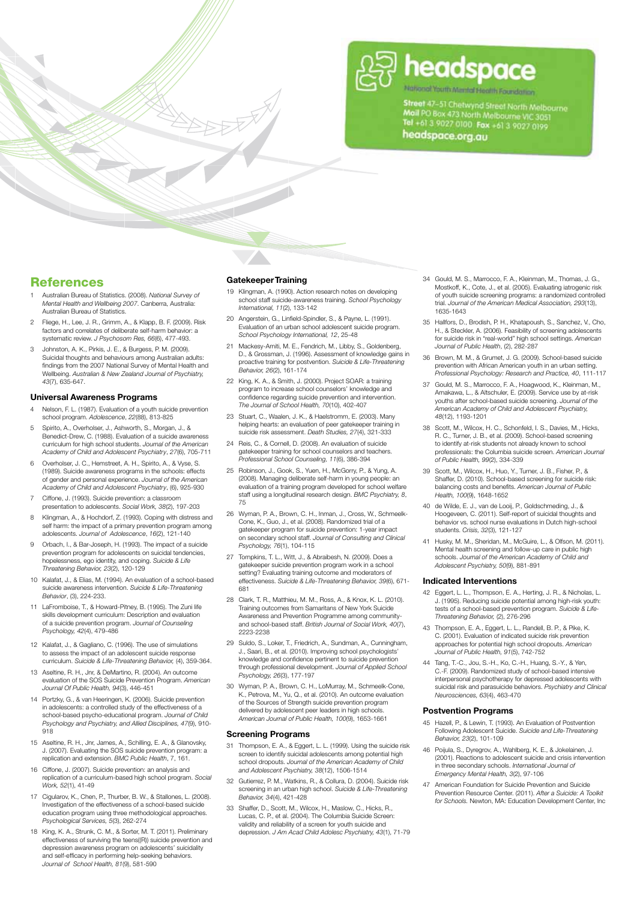headspace

National Youth Mental Health Foundation

**Street** 47–51 Chetwynd Street North Melbourne
**Mail** PO Box 473 North Melbourne VIC 3051
**Tel** +61 3 9027 0100 **Fax** +61 3 9027 0199
**headspace.org.au**

# References

1. Australian Bureau of Statistics. (2008). *National Survey of Mental Health and Wellbeing 2007*. Canberra, Australia: Australian Bureau of Statistics.
2. Fliege, H., Lee, J. R., Grimm, A., & Klapp, B. F. (2009). Risk factors and correlates of deliberate self-harm behavior: a systematic review. *J Psychosom Res, 66*(6), 477-493.
3. Johnston, A. K., Pirkis, J. E., & Burgess, P. M. (2009). Suicidal thoughts and behaviours among Australian adults: findings from the 2007 National Survey of Mental Health and Wellbeing. *Australian & New Zealand Journal of Psychiatry, 43*(7), 635-647.

## Universal Awareness Programs

4. Nelson, F. L. (1987). Evaluation of a youth suicide prevention school program. *Adolescence*, *22*(88), 813-825
5. Spirito, A., Overholser, J., Ashworth, S., Morgan, J., & Benedict-Drew, C. (1988). Evaluation of a suicide awareness curriculum for high school students. *Journal of the American Academy of Child and Adolescent Psychiatry*, *27*(6), 705-711
6. Overholser, J. C., Hemstreet, A. H., Spirito, A., & Vyse, S. (1989). Suicide awareness programs in the schools: effects of gender and personal experience. *Journal of the American Academy of Child and Adolescent Psychiatry*, (6), 925-930
7. Ciffone, J. (1993). Suicide prevention: a classroom presentation to adolescents. *Social Work, 38*(2), 197-203
8. Klingman, A., & Hochdorf, Z. (1993). Coping with distress and self harm: the impact of a primary prevention program among adolescents. *Journal of Adolescence*, *16*(2), 121-140
9. Orbach, I., & Bar-Joseph, H. (1993). The impact of a suicide prevention program for adolescents on suicidal tendencies, hopelessness, ego identity, and coping. *Suicide & Life Threatening Behavior, 23*(2), 120-129
10. Kalafat, J., & Elias, M. (1994). An evaluation of a school-based suicide awareness intervention. *Suicide & Life-Threatening Behavior*, (3), 224-233.
11. LaFromboise, T., & Howard-Pitney, B. (1995). The Zuni life skills development curriculum: Description and evaluation of a suicide prevention program. *Journal of Counseling Psychology, 42*(4), 479-486
12. Kalafat, J., & Gagliano, C. (1996). The use of simulations to assess the impact of an adolescent suicide response curriculum. *Suicide & Life-Threatening Behavior,* (4), 359-364.
13. Aseltine, R. H., Jnr, & DeMartino, R. (2004). An outcome evaluation of the SOS Suicide Prevention Program. *American Journal Of Public Health*, *94*(3), 446-451
14. Portzky, G., & van Heeringen, K. (2006). Suicide prevention in adolescents: a controlled study of the effectiveness of a school-based psycho-educational program. *Journal of Child Psychology and Psychiatry, and Allied Disciplines, 47*(9), 910-918
15. Aseltine, R. H., Jnr, James, A., Schilling, E. A., & Glanovsky, J. (2007). Evaluating the SOS suicide prevention program: a replication and extension. *BMC Public Health*, 7, 161.
16. Ciffone, J. (2007). Suicide prevention: an analysis and replication of a curriculum-based high school program. *Social Work, 52*(1), 41-49
17. Cigularov, K., Chen, P., Thurber, B. W., & Stallones, L. (2008). Investigation of the effectiveness of a school-based suicide education program using three methodological approaches. *Psychological Services, 5*(3), 262-274
18. King, K. A., Strunk, C. M., & Sorter, M. T. (2011). Preliminary effectiveness of surviving the teens((R)) suicide prevention and depression awareness program on adolescents' suicidality and self-efficacy in performing help-seeking behaviors. *Journal of School Health, 81*(9), 581-590

## Gatekeeper Training

19. Klingman, A. (1990). Action research notes on developing school staff suicide-awareness training. *School Psychology International, 11*(2), 133-142
20. Angerstein, G., Linfield-Spindler, S., & Payne, L. (1991). Evaluation of an urban school adolescent suicide program. *School Psychology International, 12*, 25-48
21. Mackesy-Amiti, M. E., Fendrich, M., Libby, S., Goldenberg, D., & Grossman, J. (1996). Assessment of knowledge gains in proactive training for postvention. *Suicide & Life-Threatening Behavior, 26*(2), 161-174
22. King, K. A., & Smith, J. (2000). Project SOAR: a training program to increase school counselors' knowledge and confidence regarding suicide prevention and intervention. *The Journal of School Health, 70*(10), 402-407
23. Stuart, C., Waalen, J. K., & Haelstromm, E. (2003). Many helping hearts: an evaluation of peer gatekeeper training in suicide risk assessment. *Death Studies, 27*(4), 321-333
24. Reis, C., & Cornell, D. (2008). An evaluation of suicide gatekeeper training for school counselors and teachers. *Professional School Counseling, 11*(6), 386-394
25. Robinson, J., Gook, S., Yuen, H., McGorry, P., & Yung, A. (2008). Managing deliberate self-harm in young people: an evaluation of a training program developed for school welfare staff using a longitudinal research design. *BMC Psychiatry, 8*, 75
26. Wyman, P. A., Brown, C. H., Inman, J., Cross, W., Schmeelk-Cone, K., Guo, J., et al. (2008). Randomized trial of a gatekeeper program for suicide prevention: 1-year impact on secondary school staff. *Journal of Consulting and Clinical Psychology, 76*(1), 104-115
27. Tompkins, T. L., Witt, J., & Abraibesh, N. (2009). Does a gatekeeper suicide prevention program work in a school setting? Evaluating training outcome and moderators of effectiveness. *Suicide & Life-Threatening Behavior, 39*(6), 671-681
28. Clark, T. R., Matthieu, M. M., Ross, A., & Knox, K. L. (2010). Training outcomes from Samaritans of New York Suicide Awareness and Prevention Programme among community- and school-based staff. *British Journal of Social Work, 40*(7), 2223-2238
29. Suldo, S., Loker, T., Friedrich, A., Sundman, A., Cunningham, J., Saari, B., et al. (2010). Improving school psychologists' knowledge and confidence pertinent to suicide prevention through professional development. *Journal of Applied School Psychology, 26*(3), 177-197
30. Wyman, P. A., Brown, C. H., LoMurray, M., Schmeelk-Cone, K., Petrova, M., Yu, Q., et al. (2010). An outcome evaluation of the Sources of Strength suicide prevention program delivered by adolescent peer leaders in high schools. *American Journal of Public Health, 100*(9), 1653-1661

## Screening Programs

31. Thompson, E. A., & Eggert, L. L. (1999). Using the suicide risk screen to identify suicidal adolescents among potential high school dropouts. *Journal of the American Academy of Child and Adolescent Psychiatry, 38*(12), 1506-1514
32. Gutierrez, P. M., Watkins, R., & Collura, D. (2004). Suicide risk screening in an urban high school. *Suicide & Life-Threatening Behavior, 34*(4), 421-428
33. Shaffer, D., Scott, M., Wilcox, H., Maslow, C., Hicks, R., Lucas, C. P., et al. (2004). The Columbia Suicide Screen: validity and reliability of a screen for youth suicide and depression. *J Am Acad Child Adolesc Psychiatry, 43*(1), 71-79
34. Gould, M. S., Marrocco, F. A., Kleinman, M., Thomas, J. G., Mostkoff, K., Cote, J., et al. (2005). Evaluating iatrogenic risk of youth suicide screening programs: a randomized controlled trial. *Journal of the American Medical Association, 293*(13), 1635-1643
35. Hallfors, D., Brodish, P. H., Khatapoush, S., Sanchez, V., Cho, H., & Steckler, A. (2006). Feasibility of screening adolescents for suicide risk in "real-world" high school settings. *American Journal of Public Health*, (2), 282-287
36. Brown, M. M., & Grumet, J. G. (2009). School-based suicide prevention with African American youth in an urban setting. *Professional Psychology: Research and Practice, 40*, 111-117
37. Gould, M. S., Marrocco, F. A., Hoagwood, K., Kleinman, M., Amakawa, L., & Altschuler, E. (2009). Service use by at-risk youths after school-based suicide screening. *Journal of the American Academy of Child and Adolescent Psychiatry, 48*(12), 1193-1201
38. Scott, M., Wilcox, H. C., Schonfeld, I. S., Davies, M., Hicks, R. C., Turner, J. B., et al. (2009). School-based screening to identify at-risk students not already known to school professionals: the Columbia suicide screen. *American Journal of Public Health, 99*(2), 334-339
39. Scott, M., Wilcox, H., Huo, Y., Turner, J. B., Fisher, P., & Shaffer, D. (2010). School-based screening for suicide risk: balancing costs and benefits. *American Journal of Public Health, 100*(9), 1648-1652
40. de Wilde, E. J., van de Looij, P., Goldschmeding, J., & Hoogeveen, C. (2011). Self-report of suicidal thoughts and behavior vs. school nurse evaluations in Dutch high-school students. *Crisis, 32*(3), 121-127
41. Husky, M. M., Sheridan, M., McGuire, L., & Olfson, M. (2011). Mental health screening and follow-up care in public high schools. *Journal of the American Academy of Child and Adolescent Psychiatry, 50*(9), 881-891

## Indicated Interventions

42. Eggert, L. L., Thompson, E. A., Herting, J. R., & Nicholas, L. J. (1995). Reducing suicide potential among high-risk youth: tests of a school-based prevention program. *Suicide & Life-Threatening Behavior,* (2), 276-296
43. Thompson, E. A., Eggert, L. L., Randell, B. P., & Pike, K. C. (2001). Evaluation of indicated suicide risk prevention approaches for potential high school dropouts. *American Journal of Public Health, 91*(5), 742-752
44. Tang, T.-C., Jou, S.-H., Ko, C.-H., Huang, S.-Y., & Yen, C.-F. (2009). Randomized study of school-based intensive interpersonal psychotherapy for depressed adolescents with suicidal risk and parasuicide behaviors. *Psychiatry and Clinical Neurosciences, 63*(4), 463-470

## Postvention Programs

45. Hazell, P., & Lewin, T. (1993). An Evaluation of Postvention Following Adolescent Suicide. *Suicide and Life-Threatening Behavior, 23*(2), 101-109
46. Poijula, S., Dyregrov, A., Wahlberg, K. E., & Jokelainen, J. (2001). Reactions to adolescent suicide and crisis intervention in three secondary schools. *International Journal of Emergency Mental Health, 3*(2), 97-106
47. American Foundation for Suicide Prevention and Suicide Prevention Resource Center. (2011). *After a Suicide: A Toolkit for Schools.* Newton, MA: Education Development Center, Inc